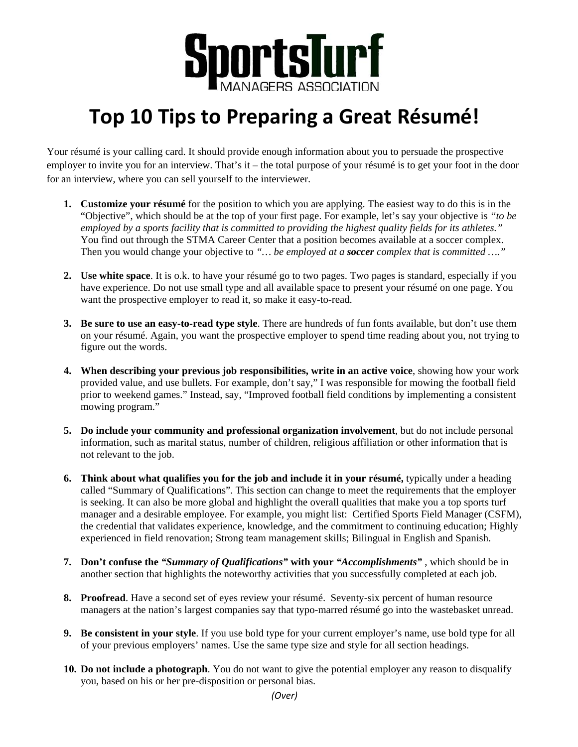SportsTurf MANAGERS ASSOCIATION

# Top 10 Tips to Preparing a Great Résumé!

Your résumé is your calling card. It should provide enough information about you to persuade the prospective employer to invite you for an interview. That's it – the total purpose of your résumé is to get your foot in the door for an interview, where you can sell yourself to the interviewer.

1. **Customize your résumé** for the position to which you are applying. The easiest way to do this is in the "Objective", which should be at the top of your first page. For example, let's say your objective is *"to be employed by a sports facility that is committed to providing the highest quality fields for its athletes."* You find out through the STMA Career Center that a position becomes available at a soccer complex. Then you would change your objective to *"… be employed at a **soccer** complex that is committed …."*

2. **Use white space**. It is o.k. to have your résumé go to two pages. Two pages is standard, especially if you have experience. Do not use small type and all available space to present your résumé on one page. You want the prospective employer to read it, so make it easy-to-read.

3. **Be sure to use an easy-to-read type style**. There are hundreds of fun fonts available, but don't use them on your résumé. Again, you want the prospective employer to spend time reading about you, not trying to figure out the words.

4. **When describing your previous job responsibilities, write in an active voice**, showing how your work provided value, and use bullets. For example, don't say," I was responsible for mowing the football field prior to weekend games." Instead, say, "Improved football field conditions by implementing a consistent mowing program."

5. **Do include your community and professional organization involvement**, but do not include personal information, such as marital status, number of children, religious affiliation or other information that is not relevant to the job.

6. **Think about what qualifies you for the job and include it in your résumé,** typically under a heading called "Summary of Qualifications". This section can change to meet the requirements that the employer is seeking. It can also be more global and highlight the overall qualities that make you a top sports turf manager and a desirable employee. For example, you might list: Certified Sports Field Manager (CSFM), the credential that validates experience, knowledge, and the commitment to continuing education; Highly experienced in field renovation; Strong team management skills; Bilingual in English and Spanish.

7. **Don't confuse the *"Summary of Qualifications"* with your *"Accomplishments"*** , which should be in another section that highlights the noteworthy activities that you successfully completed at each job.

8. **Proofread**. Have a second set of eyes review your résumé. Seventy-six percent of human resource managers at the nation's largest companies say that typo-marred résumé go into the wastebasket unread.

9. **Be consistent in your style**. If you use bold type for your current employer's name, use bold type for all of your previous employers' names. Use the same type size and style for all section headings.

10. **Do not include a photograph**. You do not want to give the potential employer any reason to disqualify you, based on his or her pre-disposition or personal bias.

*(Over)*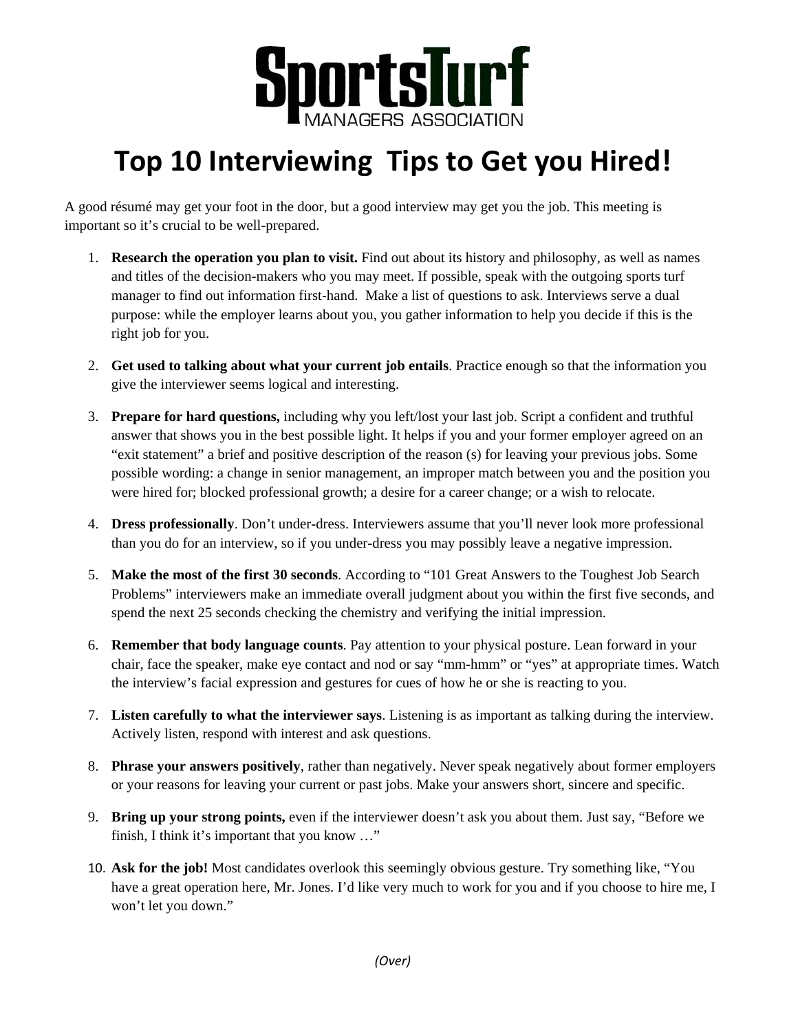# SportsTurf MANAGERS ASSOCIATION

# Top 10 Interviewing  Tips to Get you Hired!

A good résumé may get your foot in the door, but a good interview may get you the job. This meeting is important so it's crucial to be well-prepared.

1. **Research the operation you plan to visit.** Find out about its history and philosophy, as well as names and titles of the decision-makers who you may meet. If possible, speak with the outgoing sports turf manager to find out information first-hand.  Make a list of questions to ask. Interviews serve a dual purpose: while the employer learns about you, you gather information to help you decide if this is the right job for you.

2. **Get used to talking about what your current job entails**. Practice enough so that the information you give the interviewer seems logical and interesting.

3. **Prepare for hard questions,** including why you left/lost your last job. Script a confident and truthful answer that shows you in the best possible light. It helps if you and your former employer agreed on an "exit statement" a brief and positive description of the reason (s) for leaving your previous jobs. Some possible wording: a change in senior management, an improper match between you and the position you were hired for; blocked professional growth; a desire for a career change; or a wish to relocate.

4. **Dress professionally**. Don't under-dress. Interviewers assume that you'll never look more professional than you do for an interview, so if you under-dress you may possibly leave a negative impression.

5. **Make the most of the first 30 seconds**. According to "101 Great Answers to the Toughest Job Search Problems" interviewers make an immediate overall judgment about you within the first five seconds, and spend the next 25 seconds checking the chemistry and verifying the initial impression.

6. **Remember that body language counts**. Pay attention to your physical posture. Lean forward in your chair, face the speaker, make eye contact and nod or say "mm-hmm" or "yes" at appropriate times. Watch the interview's facial expression and gestures for cues of how he or she is reacting to you.

7. **Listen carefully to what the interviewer says**. Listening is as important as talking during the interview. Actively listen, respond with interest and ask questions.

8. **Phrase your answers positively**, rather than negatively. Never speak negatively about former employers or your reasons for leaving your current or past jobs. Make your answers short, sincere and specific.

9. **Bring up your strong points,** even if the interviewer doesn't ask you about them. Just say, "Before we finish, I think it's important that you know …"

10. **Ask for the job!** Most candidates overlook this seemingly obvious gesture. Try something like, "You have a great operation here, Mr. Jones. I'd like very much to work for you and if you choose to hire me, I won't let you down."

*(Over)*